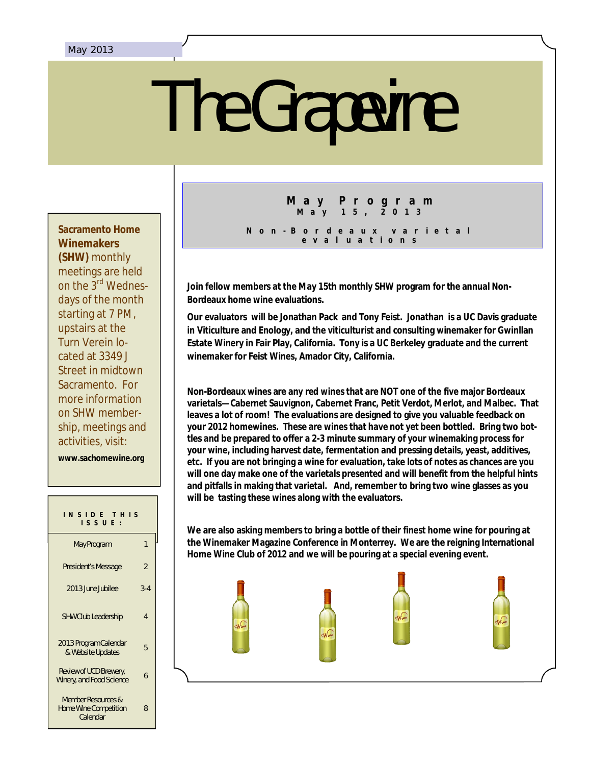May 2013

# The Grapevine

**Sacramento Home Winemakers (SHW)** monthly meetings are held on the 3rd Wednesdays of the month starting at 7 PM, upstairs at the Turn Verein located at 3349 J Street in midtown Sacramento. For more information on SHW membership, meetings and activities, visit:

**www.sachomewine.org**

**INSIDE THIS ISSUE:**

| | |
|---|---|
| May Program | 1 |
| President's Message | 2 |
| 2013 June Jubilee | 3-4 |
| SHW Club Leadership | 4 |
| 2013 Program Calendar & Website Updates | 5 |
| Review of UCD Brewery, Winery, and Food Science | 6 |
| Member Resources & Home Wine Competition Calendar | 8 |

## May Program
### May 15, 2013
### Non-Bordeaux varietal evaluations

**Join fellow members at the May 15th monthly SHW program for the annual Non-Bordeaux home wine evaluations.**

**Our evaluators will be Jonathan Pack and Tony Feist. Jonathan is a UC Davis graduate in Viticulture and Enology, and the viticulturist and consulting winemaker for Gwinllan Estate Winery in Fair Play, California. Tony is a UC Berkeley graduate and the current winemaker for Feist Wines, Amador City, California.**

**Non-Bordeaux wines are any red wines that are NOT one of the five major Bordeaux varietals—Cabernet Sauvignon, Cabernet Franc, Petit Verdot, Merlot, and Malbec. That leaves a lot of room! The evaluations are designed to give you valuable feedback on your 2012 homewines. These are wines that have not yet been bottled. Bring two bottles and be prepared to offer a 2-3 minute summary of your winemaking process for your wine, including harvest date, fermentation and pressing details, yeast, additives, etc. If you are not bringing a wine for evaluation, take lots of notes as chances are you will one day make one of the varietals presented and will benefit from the helpful hints and pitfalls in making that varietal. And, remember to bring two wine glasses as you will be tasting these wines along with the evaluators.**

**We are also asking members to bring a bottle of their finest home wine for pouring at the Winemaker Magazine Conference in Monterrey. We are the reigning International Home Wine Club of 2012 and we will be pouring at a special evening event.**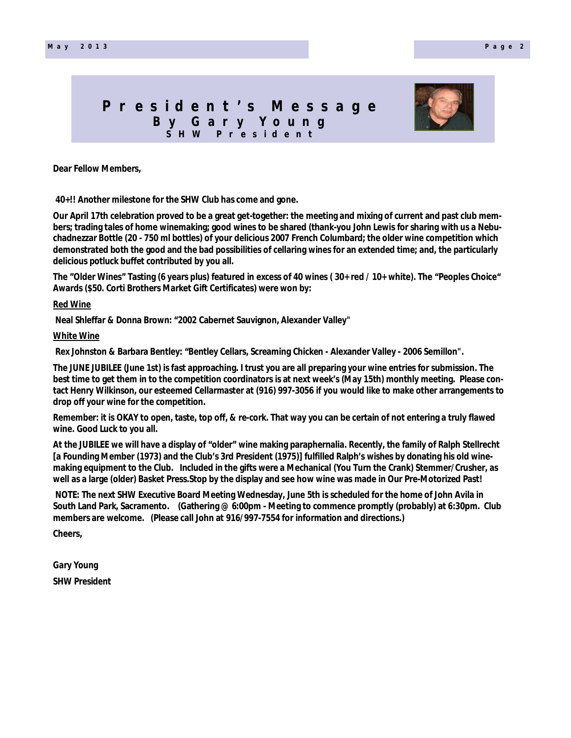# President's Message

## By Gary Young

### SHW President

**Dear Fellow Members,**

**40+!! Another milestone for the SHW Club has come and gone.**

**Our April 17th celebration proved to be a great get-together: the meeting and mixing of current and past club members; trading tales of home winemaking; good wines to be shared (thank-you John Lewis for sharing with us a Nebuchadnezzar Bottle (20 - 750 ml bottles) of your delicious 2007 French Columbard; the older wine competition which demonstrated both the good and the bad possibilities of cellaring wines for an extended time; and, the particularly delicious potluck buffet contributed by you all.**

**The "Older Wines" Tasting (6 years plus) featured in excess of 40 wines ( 30+ red / 10+ white). The "Peoples Choice" Awards ($50. Corti Brothers Market Gift Certificates) were won by:**

**<u>Red Wine</u>**

**Neal Shleffar & Donna Brown: "2002 Cabernet Sauvignon, Alexander Valley"**

**<u>White Wine</u>**

**Rex Johnston & Barbara Bentley: "Bentley Cellars, Screaming Chicken - Alexander Valley - 2006 Semillon".**

**The JUNE JUBILEE (June 1st) is fast approaching. I trust you are all preparing your wine entries for submission. The best time to get them in to the competition coordinators is at next week's (May 15th) monthly meeting. Please contact Henry Wilkinson, our esteemed Cellarmaster at (916) 997-3056 if you would like to make other arrangements to drop off your wine for the competition.**

**Remember: it is OKAY to open, taste, top off, & re-cork. That way you can be certain of not entering a truly flawed wine. Good Luck to you all.**

**At the JUBILEE we will have a display of "older" wine making paraphernalia. Recently, the family of Ralph Stellrecht [a Founding Member (1973) and the Club's 3rd President (1975)] fulfilled Ralph's wishes by donating his old winemaking equipment to the Club. Included in the gifts were a Mechanical (You Turn the Crank) Stemmer/Crusher, as well as a large (older) Basket Press.Stop by the display and see how wine was made in Our Pre-Motorized Past!**

**NOTE: The next SHW Executive Board Meeting Wednesday, June 5th is scheduled for the home of John Avila in South Land Park, Sacramento. (Gathering @ 6:00pm - Meeting to commence promptly (probably) at 6:30pm. Club members are welcome. (Please call John at 916/997-7554 for information and directions.)**

**Cheers,**

**Gary Young**

**SHW President**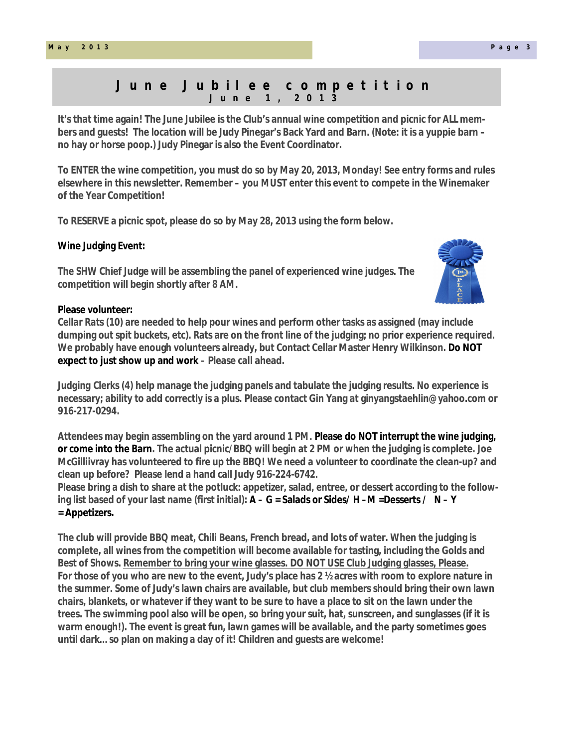# June Jubilee competition

## June 1, 2013

**It's that time again! The June Jubilee is the Club's annual wine competition and picnic for ALL members and guests! The location will be Judy Pinegar's Back Yard and Barn. (Note: it is a yuppie barn – no hay or horse poop.) Judy Pinegar is also the Event Coordinator.**

**To ENTER the wine competition, you must do so by May 20, 2013, Monday! See entry forms and rules elsewhere in this newsletter. Remember – you MUST enter this event to compete in the Winemaker of the Year Competition!**

**To RESERVE a picnic spot, please do so by May 28, 2013 using the form below.**

**Wine Judging Event:**

**The SHW Chief Judge will be assembling the panel of experienced wine judges. The competition will begin shortly after 8 AM.**

**Please volunteer:**

**Cellar Rats (10) are needed to help pour wines and perform other tasks as assigned (may include dumping out spit buckets, etc). Rats are on the front line of the judging; no prior experience required. We probably have enough volunteers already, but Contact Cellar Master Henry Wilkinson. Do NOT expect to just show up and work – Please call ahead.**

**Judging Clerks (4) help manage the judging panels and tabulate the judging results. No experience is necessary; ability to add correctly is a plus. Please contact Gin Yang at ginyangstaehlin@yahoo.com or 916-217-0294.**

**Attendees may begin assembling on the yard around 1 PM. Please do NOT interrupt the wine judging, or come into the Barn. The actual picnic/BBQ will begin at 2 PM or when the judging is complete. Joe McGilliivray has volunteered to fire up the BBQ! We need a volunteer to coordinate the clean-up? and clean up before? Please lend a hand call Judy 916-224-6742.**

**Please bring a dish to share at the potluck: appetizer, salad, entree, or dessert according to the following list based on your last name (first initial): A – G = Salads or Sides/ H – M =Desserts / N – Y = Appetizers.**

**The club will provide BBQ meat, Chili Beans, French bread, and lots of water. When the judging is complete, all wines from the competition will become available for tasting, including the Golds and Best of Shows. <u>Remember to bring your wine glasses. DO NOT USE Club Judging glasses, Please.</u> For those of you who are new to the event, Judy's place has 2 ½ acres with room to explore nature in the summer. Some of Judy's lawn chairs are available, but club members should bring their own lawn chairs, blankets, or whatever if they want to be sure to have a place to sit on the lawn under the trees. The swimming pool also will be open, so bring your suit, hat, sunscreen, and sunglasses (if it is warm enough!). The event is great fun, lawn games will be available, and the party sometimes goes until dark… so plan on making a day of it! Children and guests are welcome!**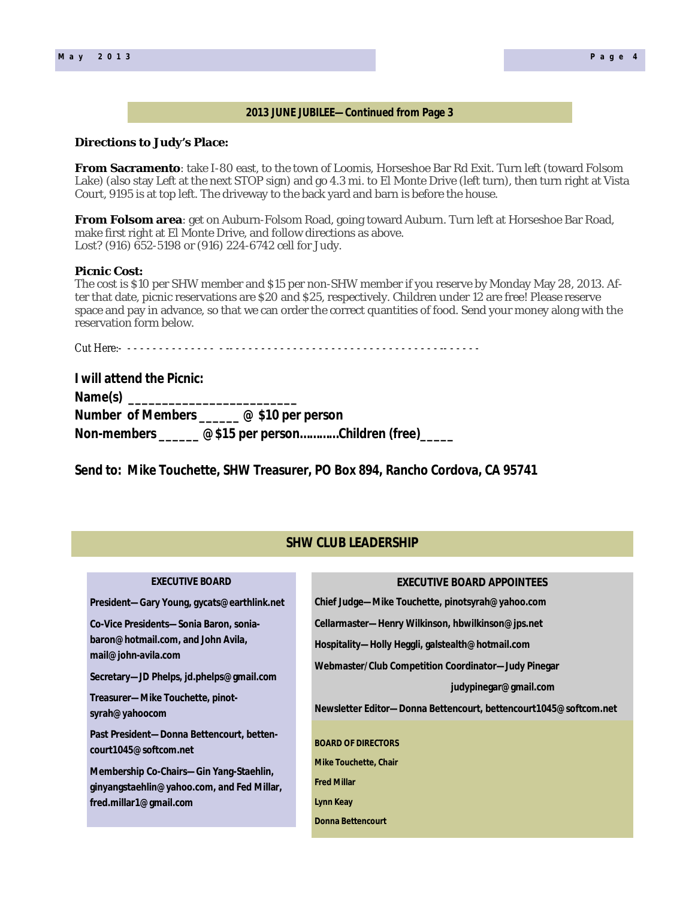## 2013 JUNE JUBILEE—Continued from Page 3

**Directions to Judy's Place:**

**From Sacramento**: take I-80 east, to the town of Loomis, Horseshoe Bar Rd Exit. Turn left (toward Folsom Lake) (also stay Left at the next STOP sign) and go 4.3 mi. to El Monte Drive (left turn), then turn right at Vista Court, 9195 is at top left. The driveway to the back yard and barn is before the house.

**From Folsom area**: get on Auburn-Folsom Road, going toward Auburn. Turn left at Horseshoe Bar Road, make first right at El Monte Drive, and follow directions as above.
Lost? (916) 652-5198 or (916) 224-6742 cell for Judy.

**Picnic Cost:**
The cost is $10 per SHW member and $15 per non-SHW member if you reserve by Monday May 28, 2013. After that date, picnic reservations are $20 and $25, respectively. Children under 12 are free! Please reserve space and pay in advance, so that we can order the correct quantities of food. Send your money along with the reservation form below.

Cut Here:- - - - - - - - - - - - - - - - -- - - - - - - - - - - - - - - - - - - - - - - - - - - - - - - - - - -.- - - - - -

**I will attend the Picnic:**
**Name(s) ________________________**
**Number of Members ______ @ $10 per person**
**Non-members ______ @$15 per person…………Children (free)_____**

**Send to: Mike Touchette, SHW Treasurer, PO Box 894, Rancho Cordova, CA 95741**

## SHW CLUB LEADERSHIP

**EXECUTIVE BOARD**

**President—Gary Young, gycats@earthlink.net**

**Co-Vice Presidents—Sonia Baron, soniabaron@hotmail.com, and John Avila, mail@john-avila.com**

**Secretary—JD Phelps, jd.phelps@gmail.com**

**Treasurer—Mike Touchette, pinotsyrah@yahoocom**

**Past President—Donna Bettencourt, bettencourt1045@softcom.net**

**Membership Co-Chairs—Gin Yang-Staehlin, ginyangstaehlin@yahoo.com, and Fed Millar, fred.millar1@gmail.com**

**EXECUTIVE BOARD APPOINTEES**

**Chief Judge—Mike Touchette, pinotsyrah@yahoo.com**

**Cellarmaster—Henry Wilkinson, hbwilkinson@jps.net**

**Hospitality—Holly Heggli, galstealth@hotmail.com**

**Webmaster/Club Competition Coordinator—Judy Pinegar judypinegar@gmail.com**

**Newsletter Editor—Donna Bettencourt, bettencourt1045@softcom.net**

**BOARD OF DIRECTORS**

**Mike Touchette, Chair**

**Fred Millar**

**Lynn Keay**

**Donna Bettencourt**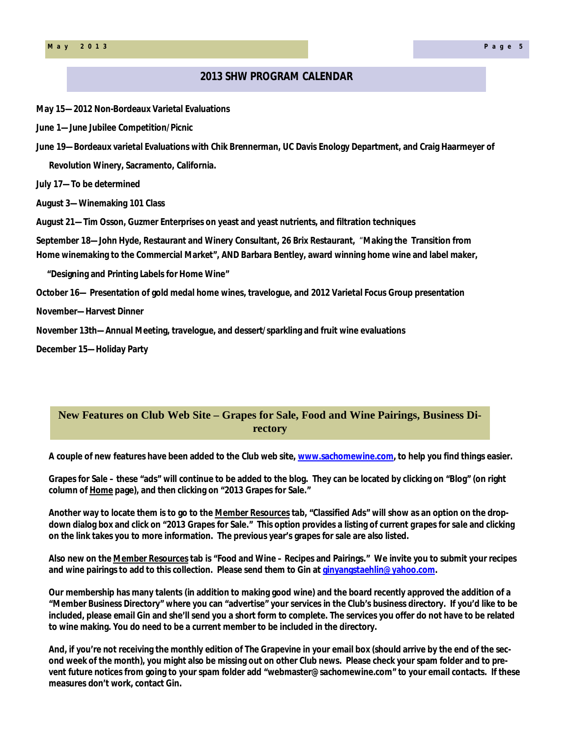## 2013 SHW PROGRAM CALENDAR

**May 15—2012 Non-Bordeaux Varietal Evaluations**

**June 1—June Jubilee Competition/Picnic**

**June 19—Bordeaux varietal Evaluations with Chik Brennerman, UC Davis Enology Department, and Craig Haarmeyer of Revolution Winery, Sacramento, California.**

**July 17—To be determined**

**August 3—Winemaking 101 Class**

**August 21—Tim Osson, Guzmer Enterprises on yeast and yeast nutrients, and filtration techniques**

**September 18—John Hyde, Restaurant and Winery Consultant, 26 Brix Restaurant, "Making the Transition from Home winemaking to the Commercial Market", AND Barbara Bentley, award winning home wine and label maker, "Designing and Printing Labels for Home Wine"**

**October 16— Presentation of gold medal home wines, travelogue, and 2012 Varietal Focus Group presentation**

**November—Harvest Dinner**

**November 13th—Annual Meeting, travelogue, and dessert/sparkling and fruit wine evaluations**

**December 15—Holiday Party**

## New Features on Club Web Site – Grapes for Sale, Food and Wine Pairings, Business Directory

**A couple of new features have been added to the Club web site, www.sachomewine.com, to help you find things easier.**

**Grapes for Sale – these "ads" will continue to be added to the blog. They can be located by clicking on "Blog" (on right column of Home page), and then clicking on "2013 Grapes for Sale."**

**Another way to locate them is to go to the Member Resources tab, "Classified Ads" will show as an option on the drop-down dialog box and click on "2013 Grapes for Sale." This option provides a listing of current grapes for sale and clicking on the link takes you to more information. The previous year's grapes for sale are also listed.**

**Also new on the Member Resources tab is "Food and Wine – Recipes and Pairings." We invite you to submit your recipes and wine pairings to add to this collection. Please send them to Gin at ginyangstaehlin@yahoo.com.**

**Our membership has many talents (in addition to making good wine) and the board recently approved the addition of a "Member Business Directory" where you can "advertise" your services in the Club's business directory. If you'd like to be included, please email Gin and she'll send you a short form to complete. The services you offer do not have to be related to wine making. You do need to be a current member to be included in the directory.**

**And, if you're not receiving the monthly edition of The Grapevine in your email box (should arrive by the end of the second week of the month), you might also be missing out on other Club news. Please check your spam folder and to prevent future notices from going to your spam folder add "webmaster@sachomewine.com" to your email contacts. If these measures don't work, contact Gin.**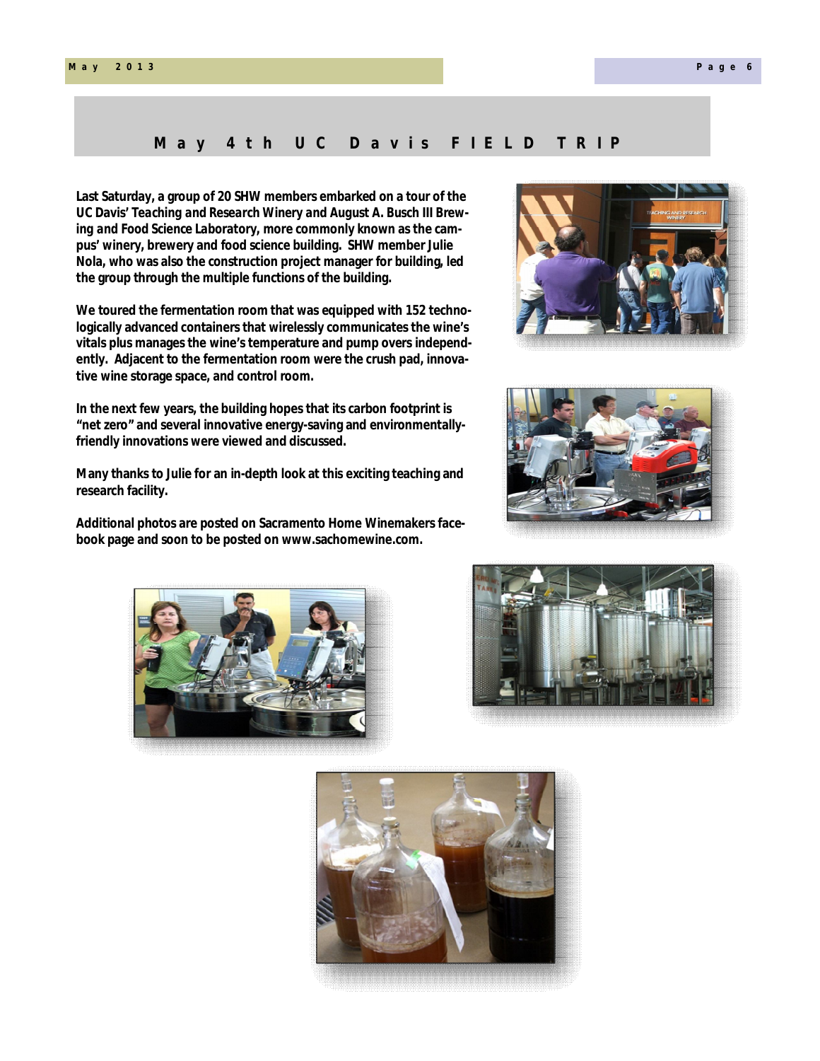## May 4th UC Davis FIELD TRIP

Last Saturday, a group of 20 SHW members embarked on a tour of the UC Davis' Teaching and Research Winery and August A. Busch III Brewing and Food Science Laboratory, more commonly known as the campus' winery, brewery and food science building. SHW member Julie Nola, who was also the construction project manager for building, led the group through the multiple functions of the building.

We toured the fermentation room that was equipped with 152 technologically advanced containers that wirelessly communicates the wine's vitals plus manages the wine's temperature and pump overs independently. Adjacent to the fermentation room were the crush pad, innovative wine storage space, and control room.

In the next few years, the building hopes that its carbon footprint is "net zero" and several innovative energy-saving and environmentally-friendly innovations were viewed and discussed.

Many thanks to Julie for an in-depth look at this exciting teaching and research facility.

Additional photos are posted on Sacramento Home Winemakers facebook page and soon to be posted on www.sachomewine.com.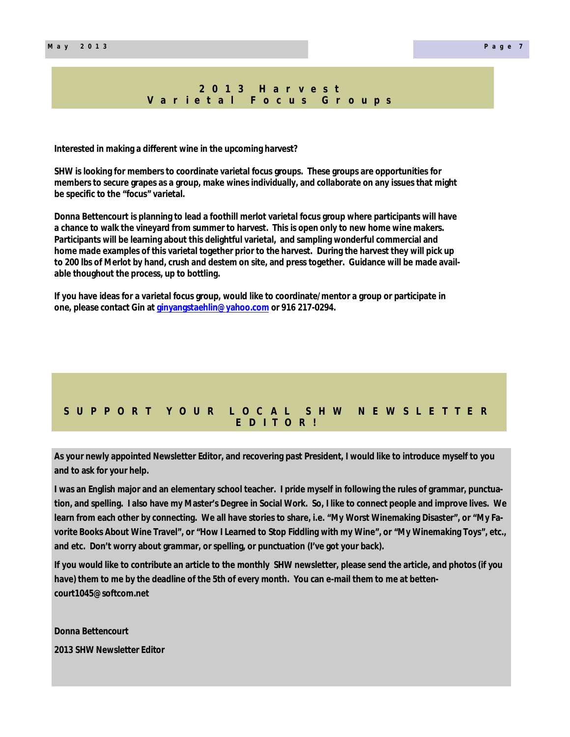## 2013 Harvest Varietal Focus Groups

**Interested in making a different wine in the upcoming harvest?**

**SHW is looking for members to coordinate varietal focus groups. These groups are opportunities for members to secure grapes as a group, make wines individually, and collaborate on any issues that might be specific to the "focus" varietal.**

**Donna Bettencourt is planning to lead a foothill merlot varietal focus group where participants will have a chance to walk the vineyard from summer to harvest. This is open only to new home wine makers. Participants will be learning about this delightful varietal, and sampling wonderful commercial and home made examples of this varietal together prior to the harvest. During the harvest they will pick up to 200 lbs of Merlot by hand, crush and destem on site, and press together. Guidance will be made available thoughout the process, up to bottling.**

**If you have ideas for a varietal focus group, would like to coordinate/mentor a group or participate in one, please contact Gin at ginyangstaehlin@yahoo.com or 916 217-0294.**

## SUPPORT YOUR LOCAL SHW NEWSLETTER EDITOR!

**As your newly appointed Newsletter Editor, and recovering past President, I would like to introduce myself to you and to ask for your help.**

**I was an English major and an elementary school teacher. I pride myself in following the rules of grammar, punctuation, and spelling. I also have my Master's Degree in Social Work. So, I like to connect people and improve lives. We learn from each other by connecting. We all have stories to share, i.e. "My Worst Winemaking Disaster", or "My Favorite Books About Wine Travel", or "How I Learned to Stop Fiddling with my Wine", or "My Winemaking Toys", etc., and etc. Don't worry about grammar, or spelling, or punctuation (I've got your back).**

**If you would like to contribute an article to the monthly SHW newsletter, please send the article, and photos (if you have) them to me by the deadline of the 5th of every month. You can e-mail them to me at bettencourt1045@softcom.net**

**Donna Bettencourt**

**2013 SHW Newsletter Editor**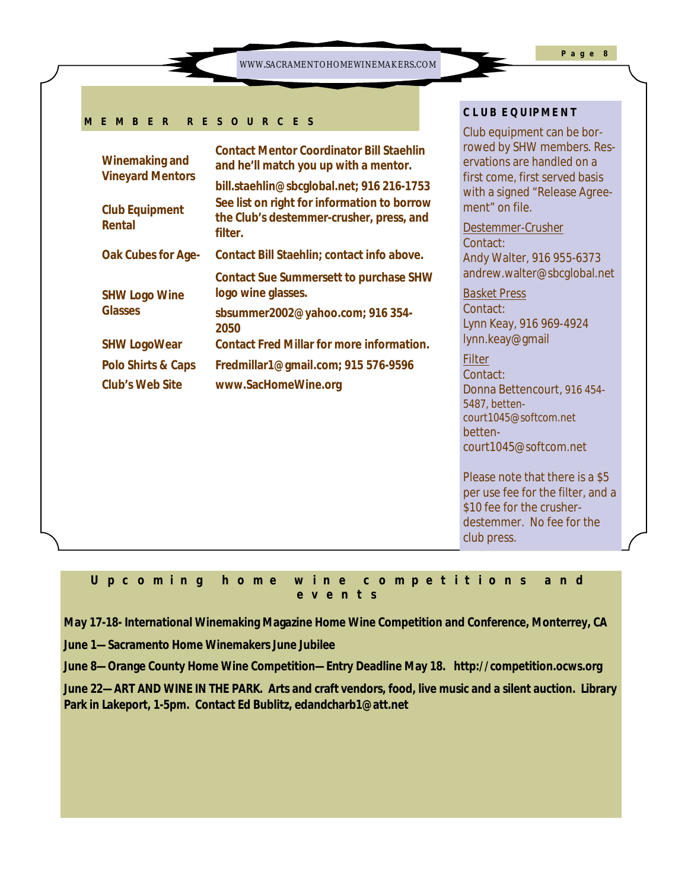## MEMBER RESOURCES

| | |
|---|---|
| **Winemaking and Vineyard Mentors** | **Contact Mentor Coordinator Bill Staehlin and he'll match you up with a mentor.** **bill.staehlin@sbcglobal.net; 916 216-1753** |
| **Club Equipment Rental** | **See list on right for information to borrow the Club's destemmer-crusher, press, and filter.** |
| **Oak Cubes for Age-** | **Contact Bill Staehlin; contact info above.** |
| **SHW Logo Wine Glasses** | **Contact Sue Summersett to purchase SHW logo wine glasses.** **sbsummer2002@yahoo.com; 916 354-2050** |
| **SHW LogoWear** | **Contact Fred Millar for more information.** |
| **Polo Shirts & Caps** | **Fredmillar1@gmail.com; 915 576-9596** |
| **Club's Web Site** | **www.SacHomeWine.org** |

## CLUB EQUIPMENT

Club equipment can be borrowed by SHW members. Reservations are handled on a first come, first served basis with a signed "Release Agreement" on file.

Destemmer-Crusher
Contact:
Andy Walter, 916 955-6373
andrew.walter@sbcglobal.net

Basket Press
Contact:
Lynn Keay, 916 969-4924
lynn.keay@gmail

Filter
Contact:
Donna Bettencourt, 916 454-5487, bettencourt1045@softcom.net
bettencourt1045@softcom.net

Please note that there is a $5 per use fee for the filter, and a $10 fee for the crusher-destemmer. No fee for the club press.

## Upcoming home wine competitions and events

**May 17-18- International Winemaking Magazine Home Wine Competition and Conference, Monterrey, CA**

**June 1—Sacramento Home Winemakers June Jubilee**

**June 8—Orange County Home Wine Competition—Entry Deadline May 18. http://competition.ocws.org**

**June 22—ART AND WINE IN THE PARK. Arts and craft vendors, food, live music and a silent auction. Library Park in Lakeport, 1-5pm. Contact Ed Bublitz, edandcharb1@att.net**